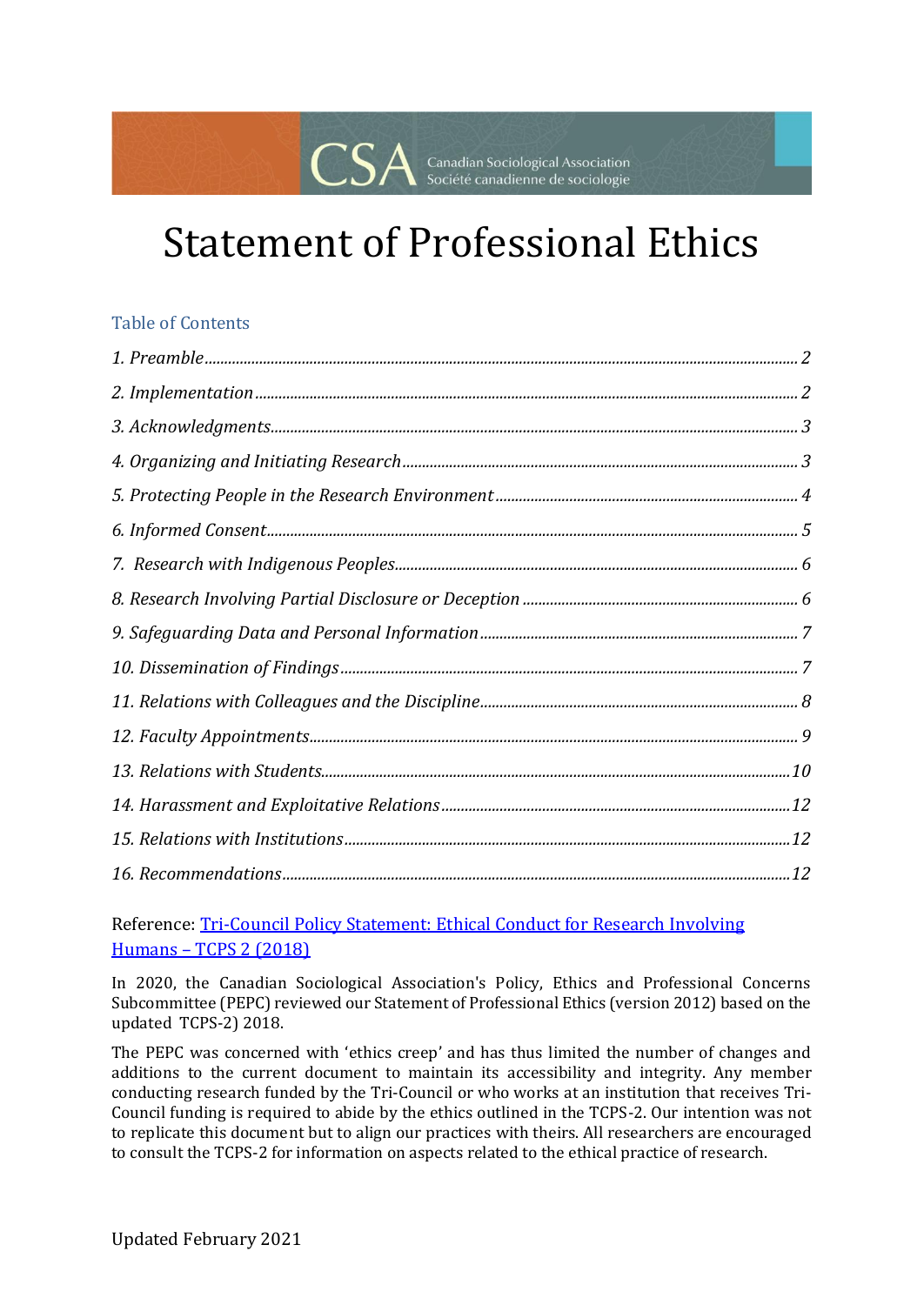CSA Canadian Sociological Association Société canadienne de sociologie

# Statement of Professional Ethics

## Table of Contents

*1. Preamble* ........ 2
*2. Implementation* ........ 2
*3. Acknowledgments* ........ 3
*4. Organizing and Initiating Research* ........ 3
*5. Protecting People in the Research Environment* ........ 4
*6. Informed Consent* ........ 5
*7. Research with Indigenous Peoples* ........ 6
*8. Research Involving Partial Disclosure or Deception* ........ 6
*9. Safeguarding Data and Personal Information* ........ 7
*10. Dissemination of Findings* ........ 7
*11. Relations with Colleagues and the Discipline* ........ 8
*12. Faculty Appointments* ........ 9
*13. Relations with Students* ........ 10
*14. Harassment and Exploitative Relations* ........ 12
*15. Relations with Institutions* ........ 12
*16. Recommendations* ........ 12

Reference: [Tri-Council Policy Statement: Ethical Conduct for Research Involving Humans – TCPS 2 (2018)]

In 2020, the Canadian Sociological Association's Policy, Ethics and Professional Concerns Subcommittee (PEPC) reviewed our Statement of Professional Ethics (version 2012) based on the updated TCPS-2) 2018.

The PEPC was concerned with 'ethics creep' and has thus limited the number of changes and additions to the current document to maintain its accessibility and integrity. Any member conducting research funded by the Tri-Council or who works at an institution that receives Tri-Council funding is required to abide by the ethics outlined in the TCPS-2. Our intention was not to replicate this document but to align our practices with theirs. All researchers are encouraged to consult the TCPS-2 for information on aspects related to the ethical practice of research.

Updated February 2021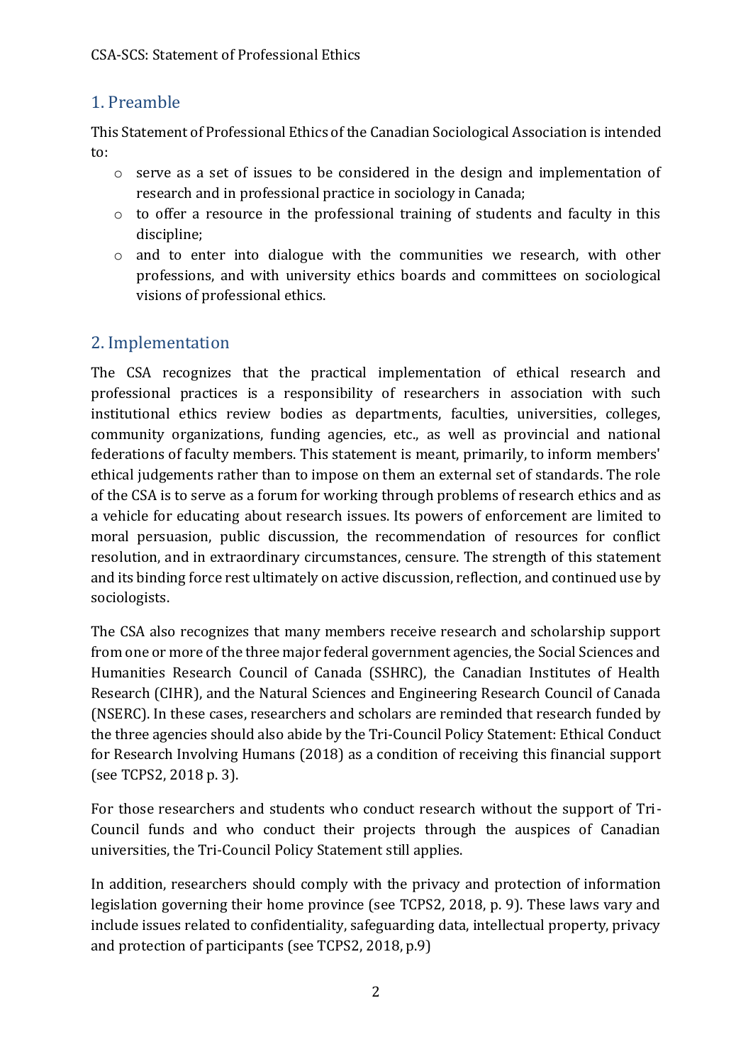## 1. Preamble

This Statement of Professional Ethics of the Canadian Sociological Association is intended to:

- serve as a set of issues to be considered in the design and implementation of research and in professional practice in sociology in Canada;
- to offer a resource in the professional training of students and faculty in this discipline;
- and to enter into dialogue with the communities we research, with other professions, and with university ethics boards and committees on sociological visions of professional ethics.

## 2. Implementation

The CSA recognizes that the practical implementation of ethical research and professional practices is a responsibility of researchers in association with such institutional ethics review bodies as departments, faculties, universities, colleges, community organizations, funding agencies, etc., as well as provincial and national federations of faculty members. This statement is meant, primarily, to inform members' ethical judgements rather than to impose on them an external set of standards. The role of the CSA is to serve as a forum for working through problems of research ethics and as a vehicle for educating about research issues. Its powers of enforcement are limited to moral persuasion, public discussion, the recommendation of resources for conflict resolution, and in extraordinary circumstances, censure. The strength of this statement and its binding force rest ultimately on active discussion, reflection, and continued use by sociologists.

The CSA also recognizes that many members receive research and scholarship support from one or more of the three major federal government agencies, the Social Sciences and Humanities Research Council of Canada (SSHRC), the Canadian Institutes of Health Research (CIHR), and the Natural Sciences and Engineering Research Council of Canada (NSERC). In these cases, researchers and scholars are reminded that research funded by the three agencies should also abide by the Tri-Council Policy Statement: Ethical Conduct for Research Involving Humans (2018) as a condition of receiving this financial support (see TCPS2, 2018 p. 3).

For those researchers and students who conduct research without the support of Tri-Council funds and who conduct their projects through the auspices of Canadian universities, the Tri-Council Policy Statement still applies.

In addition, researchers should comply with the privacy and protection of information legislation governing their home province (see TCPS2, 2018, p. 9). These laws vary and include issues related to confidentiality, safeguarding data, intellectual property, privacy and protection of participants (see TCPS2, 2018, p.9)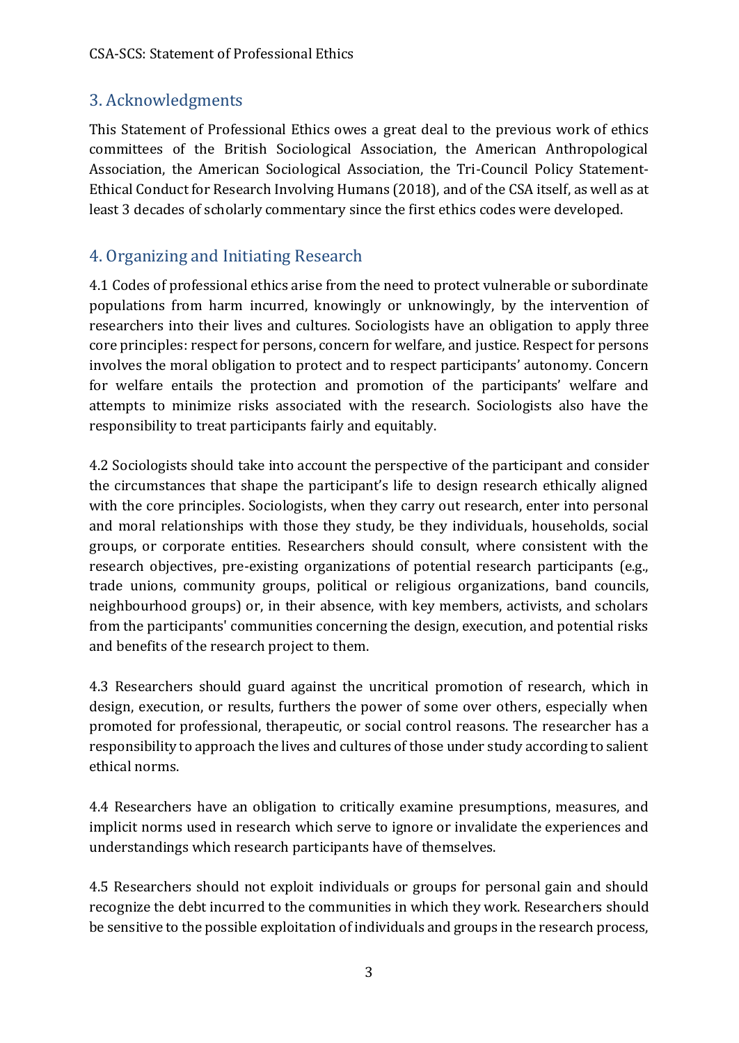## 3. Acknowledgments

This Statement of Professional Ethics owes a great deal to the previous work of ethics committees of the British Sociological Association, the American Anthropological Association, the American Sociological Association, the Tri-Council Policy Statement-Ethical Conduct for Research Involving Humans (2018), and of the CSA itself, as well as at least 3 decades of scholarly commentary since the first ethics codes were developed.

## 4. Organizing and Initiating Research

4.1 Codes of professional ethics arise from the need to protect vulnerable or subordinate populations from harm incurred, knowingly or unknowingly, by the intervention of researchers into their lives and cultures. Sociologists have an obligation to apply three core principles: respect for persons, concern for welfare, and justice. Respect for persons involves the moral obligation to protect and to respect participants' autonomy. Concern for welfare entails the protection and promotion of the participants' welfare and attempts to minimize risks associated with the research. Sociologists also have the responsibility to treat participants fairly and equitably.

4.2 Sociologists should take into account the perspective of the participant and consider the circumstances that shape the participant's life to design research ethically aligned with the core principles. Sociologists, when they carry out research, enter into personal and moral relationships with those they study, be they individuals, households, social groups, or corporate entities. Researchers should consult, where consistent with the research objectives, pre-existing organizations of potential research participants (e.g., trade unions, community groups, political or religious organizations, band councils, neighbourhood groups) or, in their absence, with key members, activists, and scholars from the participants' communities concerning the design, execution, and potential risks and benefits of the research project to them.

4.3 Researchers should guard against the uncritical promotion of research, which in design, execution, or results, furthers the power of some over others, especially when promoted for professional, therapeutic, or social control reasons. The researcher has a responsibility to approach the lives and cultures of those under study according to salient ethical norms.

4.4 Researchers have an obligation to critically examine presumptions, measures, and implicit norms used in research which serve to ignore or invalidate the experiences and understandings which research participants have of themselves.

4.5 Researchers should not exploit individuals or groups for personal gain and should recognize the debt incurred to the communities in which they work. Researchers should be sensitive to the possible exploitation of individuals and groups in the research process,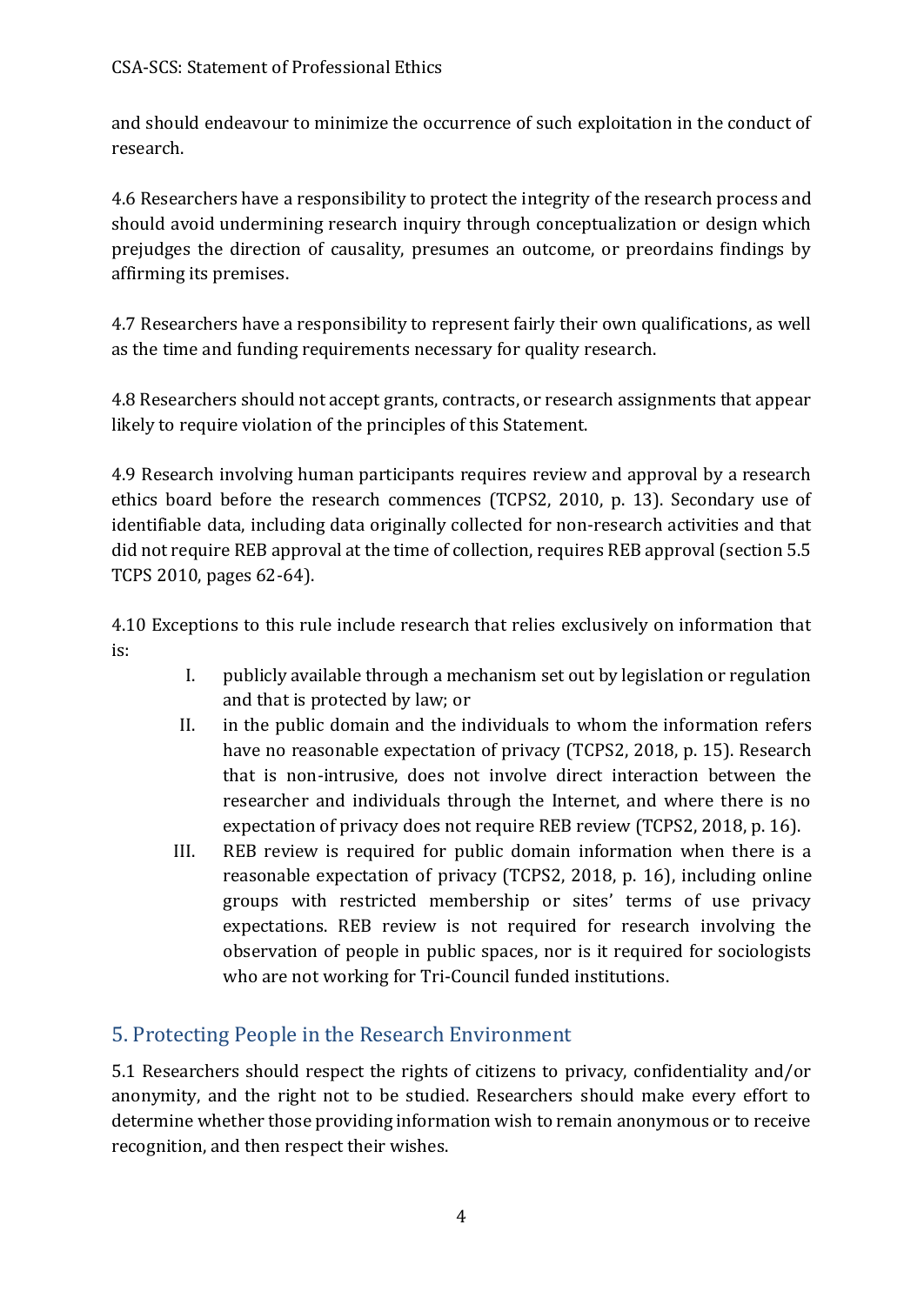and should endeavour to minimize the occurrence of such exploitation in the conduct of research.

4.6 Researchers have a responsibility to protect the integrity of the research process and should avoid undermining research inquiry through conceptualization or design which prejudges the direction of causality, presumes an outcome, or preordains findings by affirming its premises.

4.7 Researchers have a responsibility to represent fairly their own qualifications, as well as the time and funding requirements necessary for quality research.

4.8 Researchers should not accept grants, contracts, or research assignments that appear likely to require violation of the principles of this Statement.

4.9 Research involving human participants requires review and approval by a research ethics board before the research commences (TCPS2, 2010, p. 13). Secondary use of identifiable data, including data originally collected for non-research activities and that did not require REB approval at the time of collection, requires REB approval (section 5.5 TCPS 2010, pages 62-64).

4.10 Exceptions to this rule include research that relies exclusively on information that is:

I. publicly available through a mechanism set out by legislation or regulation and that is protected by law; or
II. in the public domain and the individuals to whom the information refers have no reasonable expectation of privacy (TCPS2, 2018, p. 15). Research that is non-intrusive, does not involve direct interaction between the researcher and individuals through the Internet, and where there is no expectation of privacy does not require REB review (TCPS2, 2018, p. 16).
III. REB review is required for public domain information when there is a reasonable expectation of privacy (TCPS2, 2018, p. 16), including online groups with restricted membership or sites' terms of use privacy expectations. REB review is not required for research involving the observation of people in public spaces, nor is it required for sociologists who are not working for Tri-Council funded institutions.

## 5. Protecting People in the Research Environment

5.1 Researchers should respect the rights of citizens to privacy, confidentiality and/or anonymity, and the right not to be studied. Researchers should make every effort to determine whether those providing information wish to remain anonymous or to receive recognition, and then respect their wishes.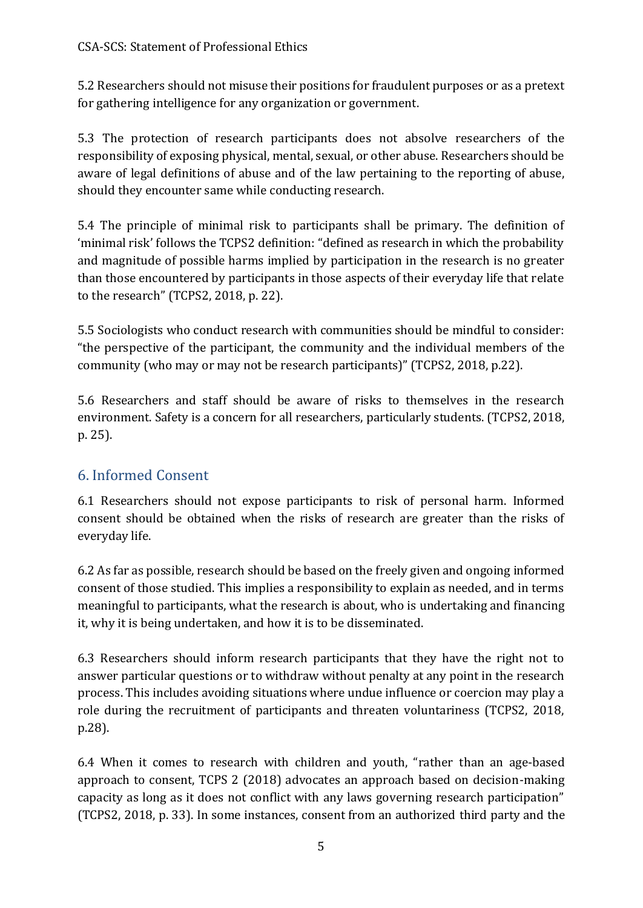5.2 Researchers should not misuse their positions for fraudulent purposes or as a pretext for gathering intelligence for any organization or government.

5.3 The protection of research participants does not absolve researchers of the responsibility of exposing physical, mental, sexual, or other abuse. Researchers should be aware of legal definitions of abuse and of the law pertaining to the reporting of abuse, should they encounter same while conducting research.

5.4 The principle of minimal risk to participants shall be primary. The definition of 'minimal risk' follows the TCPS2 definition: "defined as research in which the probability and magnitude of possible harms implied by participation in the research is no greater than those encountered by participants in those aspects of their everyday life that relate to the research" (TCPS2, 2018, p. 22).

5.5 Sociologists who conduct research with communities should be mindful to consider: "the perspective of the participant, the community and the individual members of the community (who may or may not be research participants)" (TCPS2, 2018, p.22).

5.6 Researchers and staff should be aware of risks to themselves in the research environment. Safety is a concern for all researchers, particularly students. (TCPS2, 2018, p. 25).

## 6. Informed Consent

6.1 Researchers should not expose participants to risk of personal harm. Informed consent should be obtained when the risks of research are greater than the risks of everyday life.

6.2 As far as possible, research should be based on the freely given and ongoing informed consent of those studied. This implies a responsibility to explain as needed, and in terms meaningful to participants, what the research is about, who is undertaking and financing it, why it is being undertaken, and how it is to be disseminated.

6.3 Researchers should inform research participants that they have the right not to answer particular questions or to withdraw without penalty at any point in the research process. This includes avoiding situations where undue influence or coercion may play a role during the recruitment of participants and threaten voluntariness (TCPS2, 2018, p.28).

6.4 When it comes to research with children and youth, "rather than an age-based approach to consent, TCPS 2 (2018) advocates an approach based on decision-making capacity as long as it does not conflict with any laws governing research participation" (TCPS2, 2018, p. 33). In some instances, consent from an authorized third party and the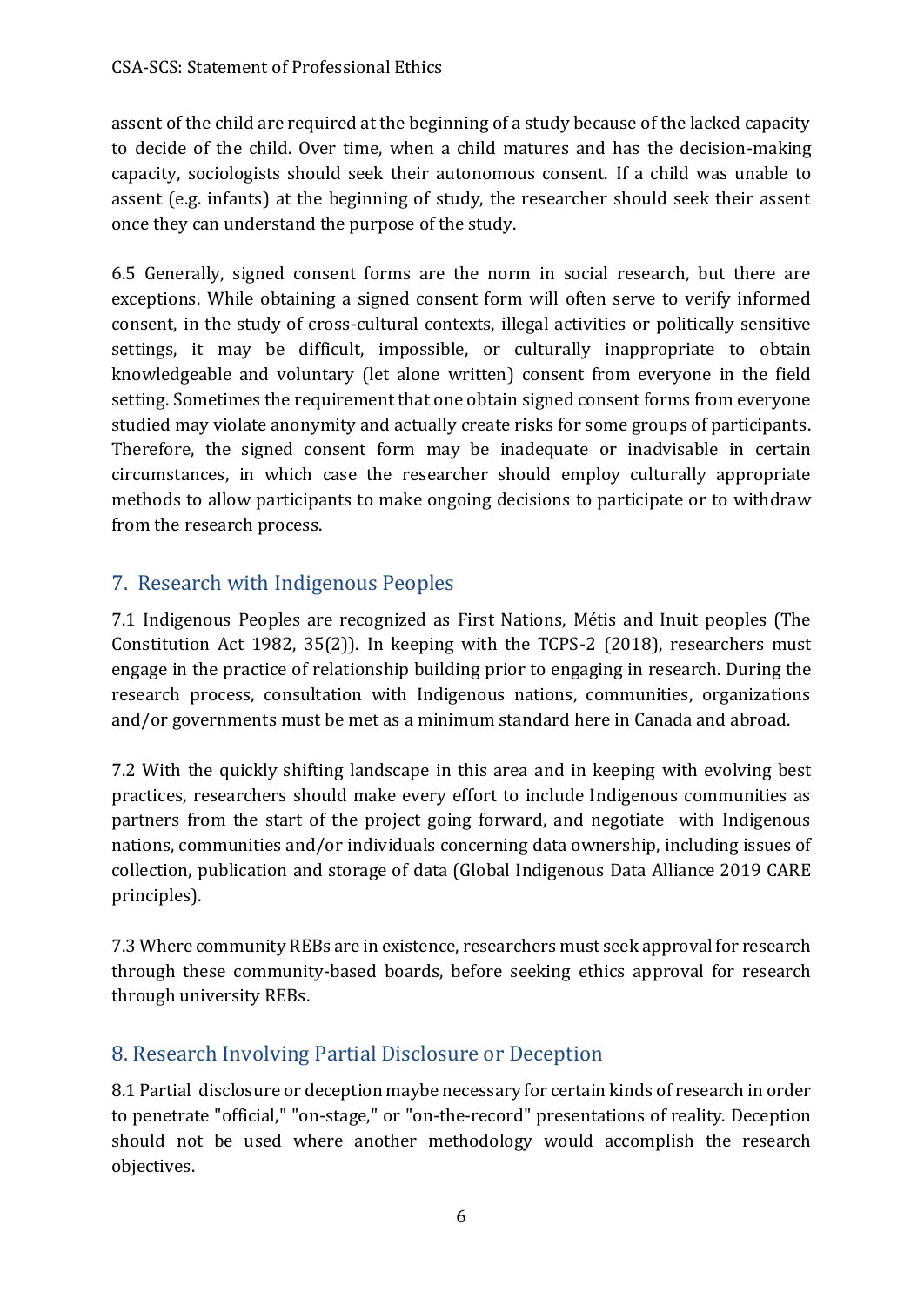assent of the child are required at the beginning of a study because of the lacked capacity to decide of the child. Over time, when a child matures and has the decision-making capacity, sociologists should seek their autonomous consent. If a child was unable to assent (e.g. infants) at the beginning of study, the researcher should seek their assent once they can understand the purpose of the study.

6.5 Generally, signed consent forms are the norm in social research, but there are exceptions. While obtaining a signed consent form will often serve to verify informed consent, in the study of cross-cultural contexts, illegal activities or politically sensitive settings, it may be difficult, impossible, or culturally inappropriate to obtain knowledgeable and voluntary (let alone written) consent from everyone in the field setting. Sometimes the requirement that one obtain signed consent forms from everyone studied may violate anonymity and actually create risks for some groups of participants. Therefore, the signed consent form may be inadequate or inadvisable in certain circumstances, in which case the researcher should employ culturally appropriate methods to allow participants to make ongoing decisions to participate or to withdraw from the research process.

## 7. Research with Indigenous Peoples

7.1 Indigenous Peoples are recognized as First Nations, Métis and Inuit peoples (The Constitution Act 1982, 35(2)). In keeping with the TCPS-2 (2018), researchers must engage in the practice of relationship building prior to engaging in research. During the research process, consultation with Indigenous nations, communities, organizations and/or governments must be met as a minimum standard here in Canada and abroad.

7.2 With the quickly shifting landscape in this area and in keeping with evolving best practices, researchers should make every effort to include Indigenous communities as partners from the start of the project going forward, and negotiate with Indigenous nations, communities and/or individuals concerning data ownership, including issues of collection, publication and storage of data (Global Indigenous Data Alliance 2019 CARE principles).

7.3 Where community REBs are in existence, researchers must seek approval for research through these community-based boards, before seeking ethics approval for research through university REBs.

## 8. Research Involving Partial Disclosure or Deception

8.1 Partial disclosure or deception maybe necessary for certain kinds of research in order to penetrate "official," "on-stage," or "on-the-record" presentations of reality. Deception should not be used where another methodology would accomplish the research objectives.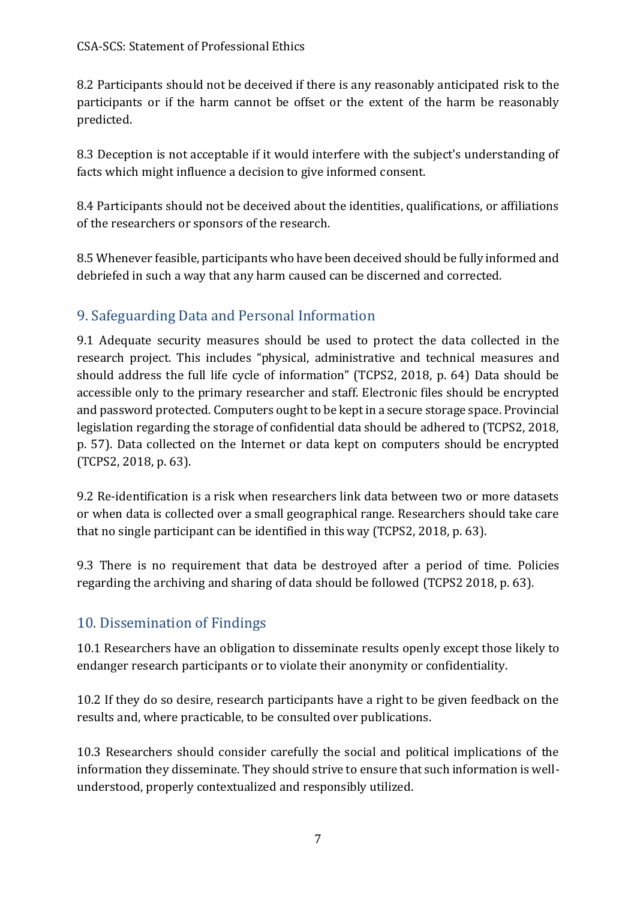8.2 Participants should not be deceived if there is any reasonably anticipated risk to the participants or if the harm cannot be offset or the extent of the harm be reasonably predicted.

8.3 Deception is not acceptable if it would interfere with the subject's understanding of facts which might influence a decision to give informed consent.

8.4 Participants should not be deceived about the identities, qualifications, or affiliations of the researchers or sponsors of the research.

8.5 Whenever feasible, participants who have been deceived should be fully informed and debriefed in such a way that any harm caused can be discerned and corrected.

## 9. Safeguarding Data and Personal Information

9.1 Adequate security measures should be used to protect the data collected in the research project. This includes "physical, administrative and technical measures and should address the full life cycle of information" (TCPS2, 2018, p. 64) Data should be accessible only to the primary researcher and staff. Electronic files should be encrypted and password protected. Computers ought to be kept in a secure storage space. Provincial legislation regarding the storage of confidential data should be adhered to (TCPS2, 2018, p. 57). Data collected on the Internet or data kept on computers should be encrypted (TCPS2, 2018, p. 63).

9.2 Re-identification is a risk when researchers link data between two or more datasets or when data is collected over a small geographical range. Researchers should take care that no single participant can be identified in this way (TCPS2, 2018, p. 63).

9.3 There is no requirement that data be destroyed after a period of time. Policies regarding the archiving and sharing of data should be followed (TCPS2 2018, p. 63).

## 10. Dissemination of Findings

10.1 Researchers have an obligation to disseminate results openly except those likely to endanger research participants or to violate their anonymity or confidentiality.

10.2 If they do so desire, research participants have a right to be given feedback on the results and, where practicable, to be consulted over publications.

10.3 Researchers should consider carefully the social and political implications of the information they disseminate. They should strive to ensure that such information is well-understood, properly contextualized and responsibly utilized.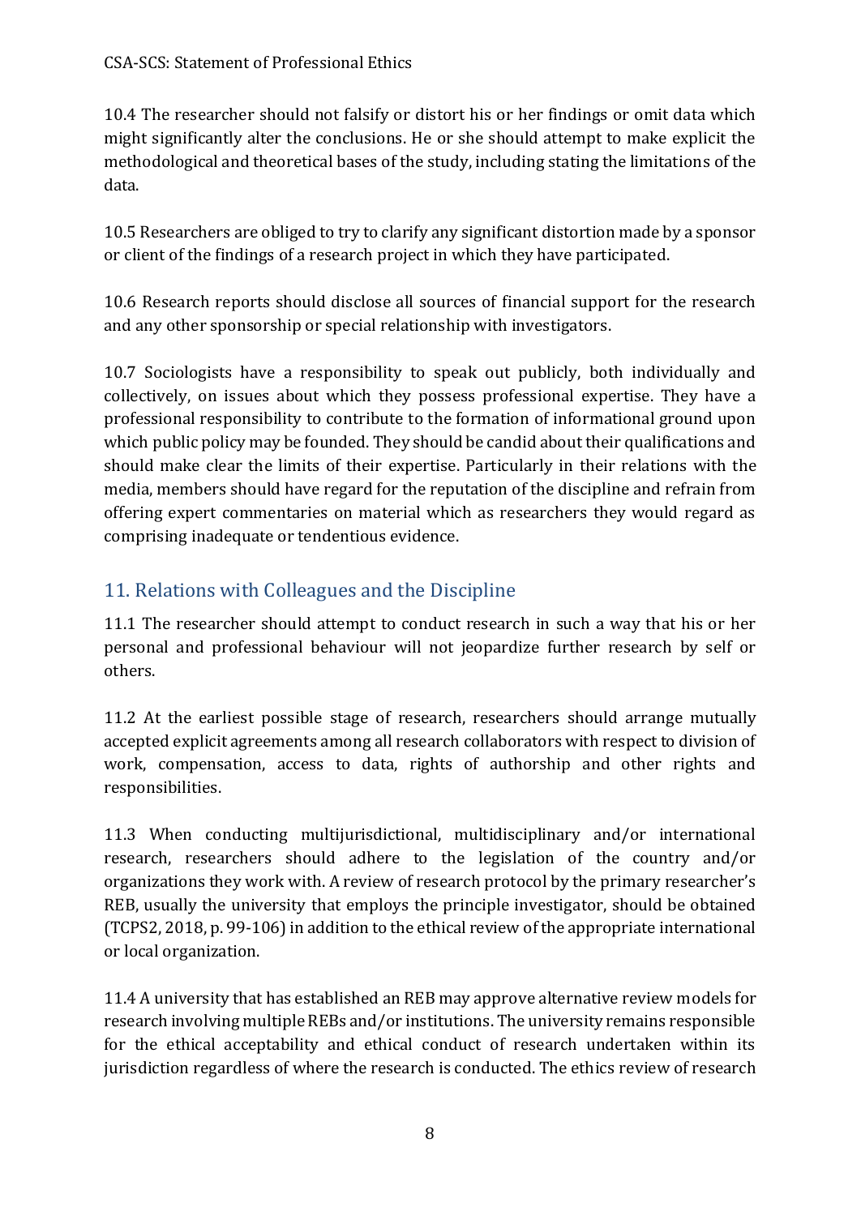10.4 The researcher should not falsify or distort his or her findings or omit data which might significantly alter the conclusions. He or she should attempt to make explicit the methodological and theoretical bases of the study, including stating the limitations of the data.

10.5 Researchers are obliged to try to clarify any significant distortion made by a sponsor or client of the findings of a research project in which they have participated.

10.6 Research reports should disclose all sources of financial support for the research and any other sponsorship or special relationship with investigators.

10.7 Sociologists have a responsibility to speak out publicly, both individually and collectively, on issues about which they possess professional expertise. They have a professional responsibility to contribute to the formation of informational ground upon which public policy may be founded. They should be candid about their qualifications and should make clear the limits of their expertise. Particularly in their relations with the media, members should have regard for the reputation of the discipline and refrain from offering expert commentaries on material which as researchers they would regard as comprising inadequate or tendentious evidence.

## 11. Relations with Colleagues and the Discipline

11.1 The researcher should attempt to conduct research in such a way that his or her personal and professional behaviour will not jeopardize further research by self or others.

11.2 At the earliest possible stage of research, researchers should arrange mutually accepted explicit agreements among all research collaborators with respect to division of work, compensation, access to data, rights of authorship and other rights and responsibilities.

11.3 When conducting multijurisdictional, multidisciplinary and/or international research, researchers should adhere to the legislation of the country and/or organizations they work with. A review of research protocol by the primary researcher's REB, usually the university that employs the principle investigator, should be obtained (TCPS2, 2018, p. 99-106) in addition to the ethical review of the appropriate international or local organization.

11.4 A university that has established an REB may approve alternative review models for research involving multiple REBs and/or institutions. The university remains responsible for the ethical acceptability and ethical conduct of research undertaken within its jurisdiction regardless of where the research is conducted. The ethics review of research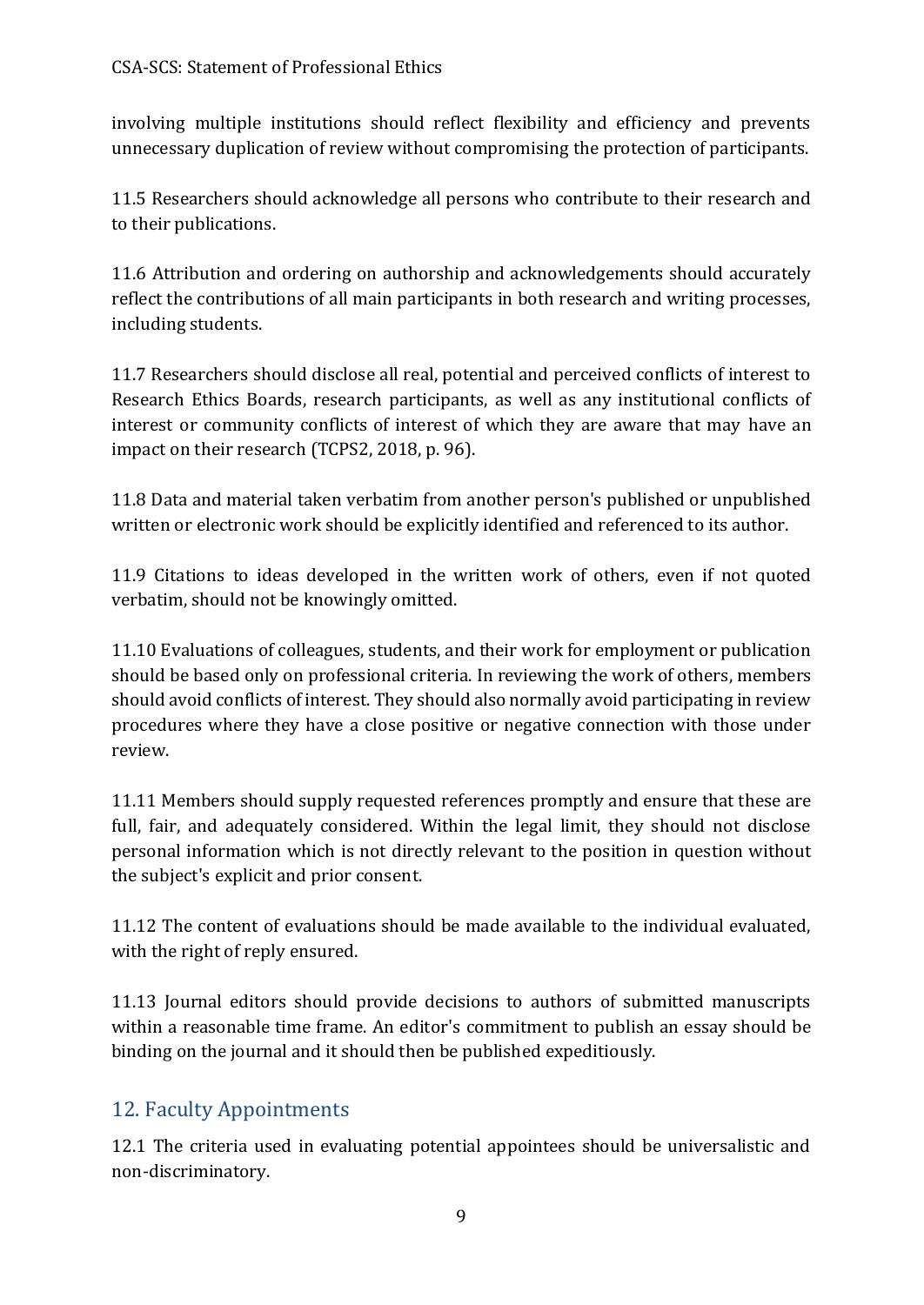involving multiple institutions should reflect flexibility and efficiency and prevents unnecessary duplication of review without compromising the protection of participants.

11.5 Researchers should acknowledge all persons who contribute to their research and to their publications.

11.6 Attribution and ordering on authorship and acknowledgements should accurately reflect the contributions of all main participants in both research and writing processes, including students.

11.7 Researchers should disclose all real, potential and perceived conflicts of interest to Research Ethics Boards, research participants, as well as any institutional conflicts of interest or community conflicts of interest of which they are aware that may have an impact on their research (TCPS2, 2018, p. 96).

11.8 Data and material taken verbatim from another person's published or unpublished written or electronic work should be explicitly identified and referenced to its author.

11.9 Citations to ideas developed in the written work of others, even if not quoted verbatim, should not be knowingly omitted.

11.10 Evaluations of colleagues, students, and their work for employment or publication should be based only on professional criteria. In reviewing the work of others, members should avoid conflicts of interest. They should also normally avoid participating in review procedures where they have a close positive or negative connection with those under review.

11.11 Members should supply requested references promptly and ensure that these are full, fair, and adequately considered. Within the legal limit, they should not disclose personal information which is not directly relevant to the position in question without the subject's explicit and prior consent.

11.12 The content of evaluations should be made available to the individual evaluated, with the right of reply ensured.

11.13 Journal editors should provide decisions to authors of submitted manuscripts within a reasonable time frame. An editor's commitment to publish an essay should be binding on the journal and it should then be published expeditiously.

## 12. Faculty Appointments

12.1 The criteria used in evaluating potential appointees should be universalistic and non-discriminatory.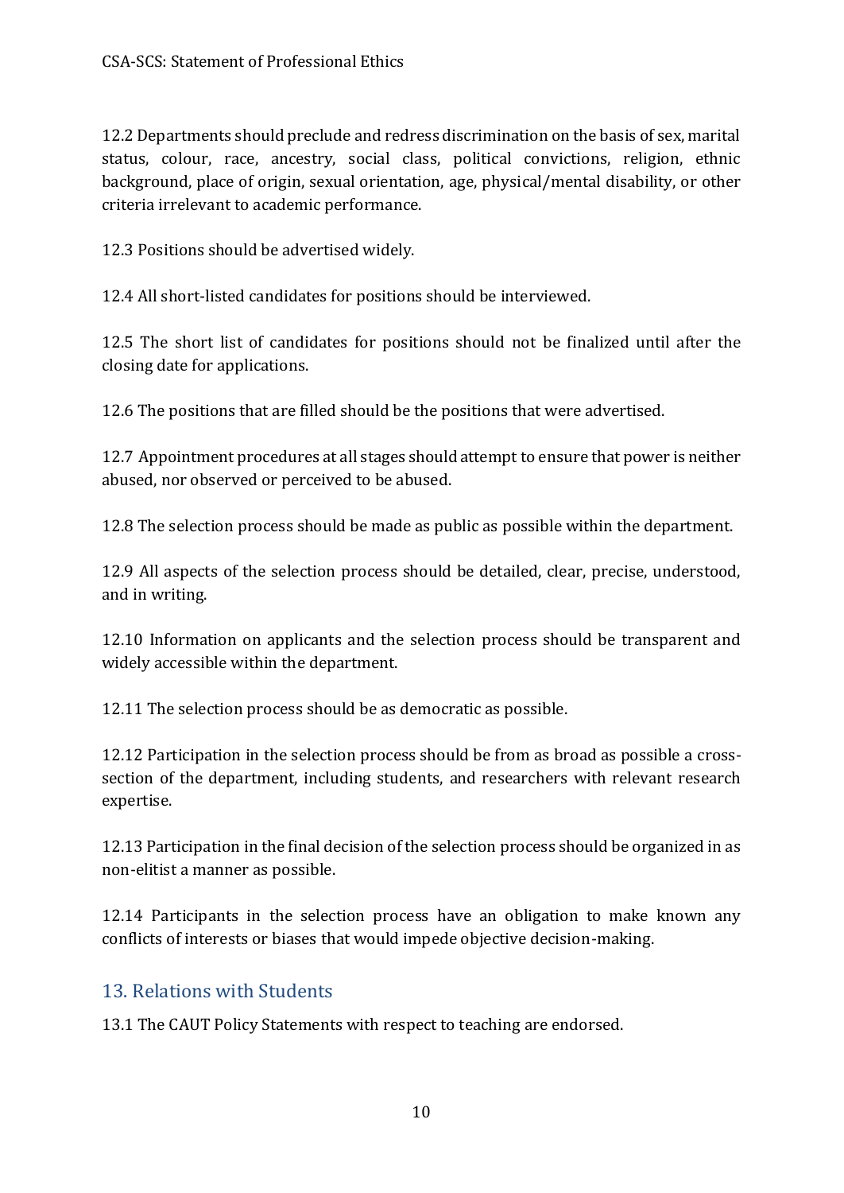12.2 Departments should preclude and redress discrimination on the basis of sex, marital status, colour, race, ancestry, social class, political convictions, religion, ethnic background, place of origin, sexual orientation, age, physical/mental disability, or other criteria irrelevant to academic performance.

12.3 Positions should be advertised widely.

12.4 All short-listed candidates for positions should be interviewed.

12.5 The short list of candidates for positions should not be finalized until after the closing date for applications.

12.6 The positions that are filled should be the positions that were advertised.

12.7 Appointment procedures at all stages should attempt to ensure that power is neither abused, nor observed or perceived to be abused.

12.8 The selection process should be made as public as possible within the department.

12.9 All aspects of the selection process should be detailed, clear, precise, understood, and in writing.

12.10 Information on applicants and the selection process should be transparent and widely accessible within the department.

12.11 The selection process should be as democratic as possible.

12.12 Participation in the selection process should be from as broad as possible a cross-section of the department, including students, and researchers with relevant research expertise.

12.13 Participation in the final decision of the selection process should be organized in as non-elitist a manner as possible.

12.14 Participants in the selection process have an obligation to make known any conflicts of interests or biases that would impede objective decision-making.

## 13. Relations with Students

13.1 The CAUT Policy Statements with respect to teaching are endorsed.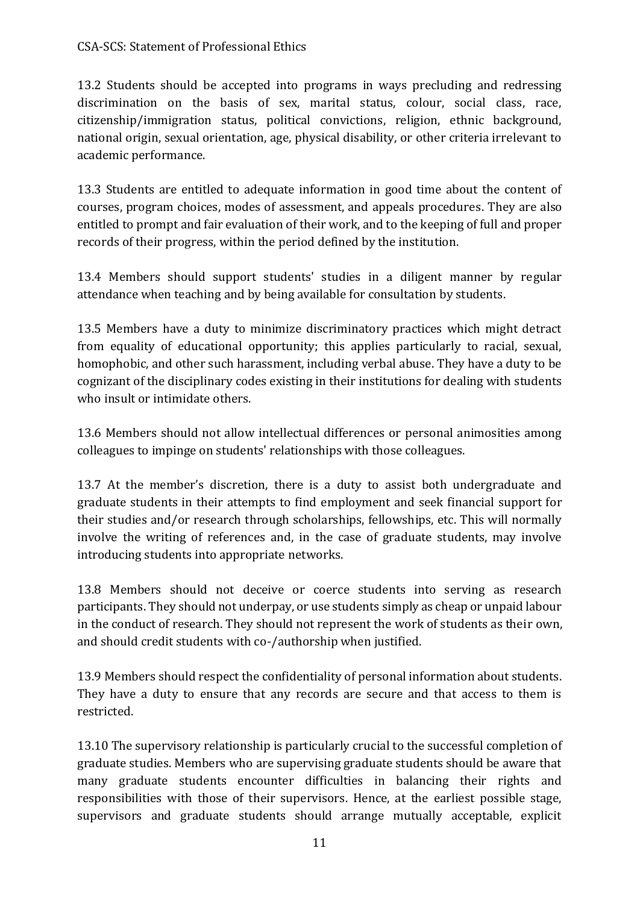13.2 Students should be accepted into programs in ways precluding and redressing discrimination on the basis of sex, marital status, colour, social class, race, citizenship/immigration status, political convictions, religion, ethnic background, national origin, sexual orientation, age, physical disability, or other criteria irrelevant to academic performance.

13.3 Students are entitled to adequate information in good time about the content of courses, program choices, modes of assessment, and appeals procedures. They are also entitled to prompt and fair evaluation of their work, and to the keeping of full and proper records of their progress, within the period defined by the institution.

13.4 Members should support students' studies in a diligent manner by regular attendance when teaching and by being available for consultation by students.

13.5 Members have a duty to minimize discriminatory practices which might detract from equality of educational opportunity; this applies particularly to racial, sexual, homophobic, and other such harassment, including verbal abuse. They have a duty to be cognizant of the disciplinary codes existing in their institutions for dealing with students who insult or intimidate others.

13.6 Members should not allow intellectual differences or personal animosities among colleagues to impinge on students' relationships with those colleagues.

13.7 At the member's discretion, there is a duty to assist both undergraduate and graduate students in their attempts to find employment and seek financial support for their studies and/or research through scholarships, fellowships, etc. This will normally involve the writing of references and, in the case of graduate students, may involve introducing students into appropriate networks.

13.8 Members should not deceive or coerce students into serving as research participants. They should not underpay, or use students simply as cheap or unpaid labour in the conduct of research. They should not represent the work of students as their own, and should credit students with co-/authorship when justified.

13.9 Members should respect the confidentiality of personal information about students. They have a duty to ensure that any records are secure and that access to them is restricted.

13.10 The supervisory relationship is particularly crucial to the successful completion of graduate studies. Members who are supervising graduate students should be aware that many graduate students encounter difficulties in balancing their rights and responsibilities with those of their supervisors. Hence, at the earliest possible stage, supervisors and graduate students should arrange mutually acceptable, explicit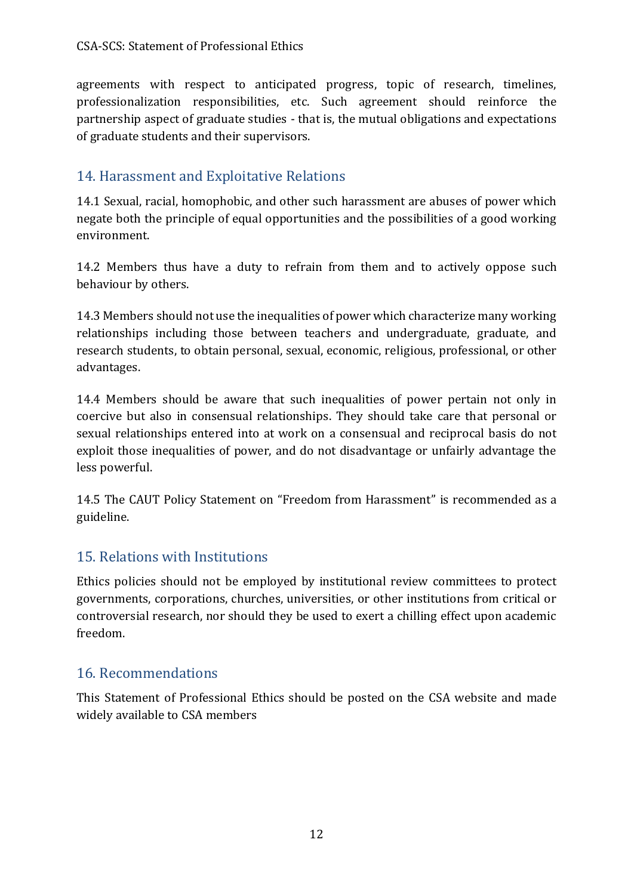agreements with respect to anticipated progress, topic of research, timelines, professionalization responsibilities, etc. Such agreement should reinforce the partnership aspect of graduate studies - that is, the mutual obligations and expectations of graduate students and their supervisors.

## 14. Harassment and Exploitative Relations

14.1 Sexual, racial, homophobic, and other such harassment are abuses of power which negate both the principle of equal opportunities and the possibilities of a good working environment.

14.2 Members thus have a duty to refrain from them and to actively oppose such behaviour by others.

14.3 Members should not use the inequalities of power which characterize many working relationships including those between teachers and undergraduate, graduate, and research students, to obtain personal, sexual, economic, religious, professional, or other advantages.

14.4 Members should be aware that such inequalities of power pertain not only in coercive but also in consensual relationships. They should take care that personal or sexual relationships entered into at work on a consensual and reciprocal basis do not exploit those inequalities of power, and do not disadvantage or unfairly advantage the less powerful.

14.5 The CAUT Policy Statement on "Freedom from Harassment" is recommended as a guideline.

## 15. Relations with Institutions

Ethics policies should not be employed by institutional review committees to protect governments, corporations, churches, universities, or other institutions from critical or controversial research, nor should they be used to exert a chilling effect upon academic freedom.

## 16. Recommendations

This Statement of Professional Ethics should be posted on the CSA website and made widely available to CSA members